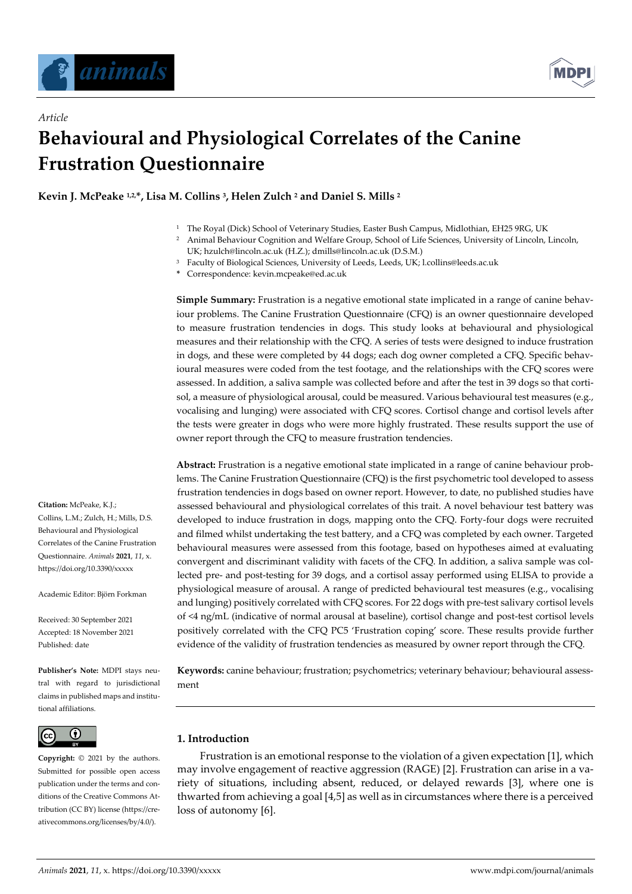*Article*

# Behavioural and Physiological Correlates of the Canine Frustration Questionnaire

**Kevin J. McPeake [1,2,*], Lisa M. Collins [3], Helen Zulch [2] and Daniel S. Mills [2]**

[1] The Royal (Dick) School of Veterinary Studies, Easter Bush Campus, Midlothian, EH25 9RG, UK
[2] Animal Behaviour Cognition and Welfare Group, School of Life Sciences, University of Lincoln, Lincoln, UK; hzulch@lincoln.ac.uk (H.Z.); dmills@lincoln.ac.uk (D.S.M.)
[3] Faculty of Biological Sciences, University of Leeds, Leeds, UK; l.collins@leeds.ac.uk
[*] Correspondence: kevin.mcpeake@ed.ac.uk

**Simple Summary:** Frustration is a negative emotional state implicated in a range of canine behaviour problems. The Canine Frustration Questionnaire (CFQ) is an owner questionnaire developed to measure frustration tendencies in dogs. This study looks at behavioural and physiological measures and their relationship with the CFQ. A series of tests were designed to induce frustration in dogs, and these were completed by 44 dogs; each dog owner completed a CFQ. Specific behavioural measures were coded from the test footage, and the relationships with the CFQ scores were assessed. In addition, a saliva sample was collected before and after the test in 39 dogs so that cortisol, a measure of physiological arousal, could be measured. Various behavioural test measures (e.g., vocalising and lunging) were associated with CFQ scores. Cortisol change and cortisol levels after the tests were greater in dogs who were more highly frustrated. These results support the use of owner report through the CFQ to measure frustration tendencies.

**Abstract:** Frustration is a negative emotional state implicated in a range of canine behaviour problems. The Canine Frustration Questionnaire (CFQ) is the first psychometric tool developed to assess frustration tendencies in dogs based on owner report. However, to date, no published studies have assessed behavioural and physiological correlates of this trait. A novel behaviour test battery was developed to induce frustration in dogs, mapping onto the CFQ. Forty-four dogs were recruited and filmed whilst undertaking the test battery, and a CFQ was completed by each owner. Targeted behavioural measures were assessed from this footage, based on hypotheses aimed at evaluating convergent and discriminant validity with facets of the CFQ. In addition, a saliva sample was collected pre- and post-testing for 39 dogs, and a cortisol assay performed using ELISA to provide a physiological measure of arousal. A range of predicted behavioural test measures (e.g., vocalising and lunging) positively correlated with CFQ scores. For 22 dogs with pre-test salivary cortisol levels of <4 ng/mL (indicative of normal arousal at baseline), cortisol change and post-test cortisol levels positively correlated with the CFQ PC5 'Frustration coping' score. These results provide further evidence of the validity of frustration tendencies as measured by owner report through the CFQ.

**Keywords:** canine behaviour; frustration; psychometrics; veterinary behaviour; behavioural assessment

**Citation:** McPeake, K.J.; Collins, L.M.; Zulch, H.; Mills, D.S. Behavioural and Physiological Correlates of the Canine Frustration Questionnaire. *Animals* **2021**, *11*, x. https://doi.org/10.3390/xxxxx

Academic Editor: Björn Forkman

Received: 30 September 2021
Accepted: 18 November 2021
Published: date

**Publisher's Note:** MDPI stays neutral with regard to jurisdictional claims in published maps and institutional affiliations.

**Copyright:** © 2021 by the authors. Submitted for possible open access publication under the terms and conditions of the Creative Commons Attribution (CC BY) license (https://creativecommons.org/licenses/by/4.0/).

## 1. Introduction

Frustration is an emotional response to the violation of a given expectation [1], which may involve engagement of reactive aggression (RAGE) [2]. Frustration can arise in a variety of situations, including absent, reduced, or delayed rewards [3], where one is thwarted from achieving a goal [4,5] as well as in circumstances where there is a perceived loss of autonomy [6].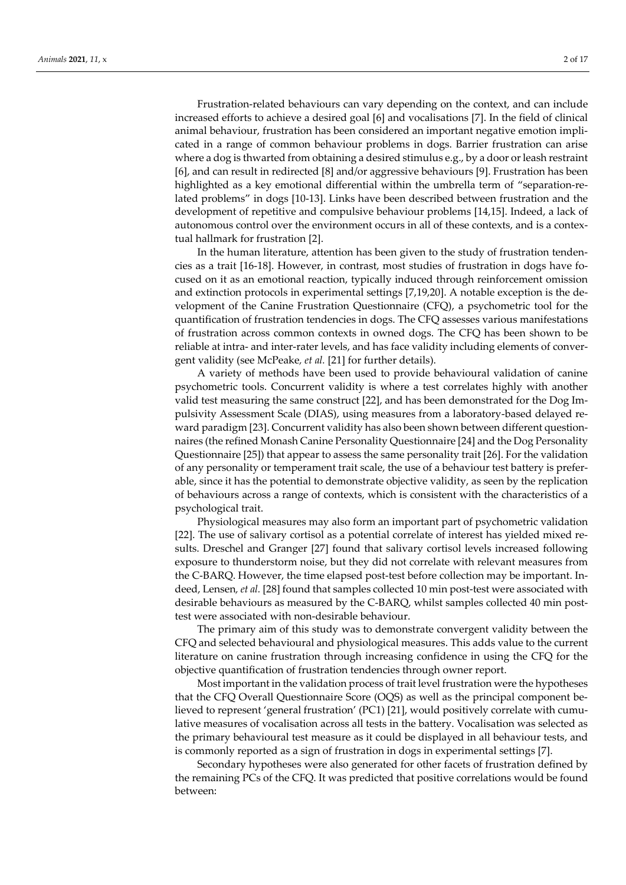Frustration-related behaviours can vary depending on the context, and can include increased efforts to achieve a desired goal [6] and vocalisations [7]. In the field of clinical animal behaviour, frustration has been considered an important negative emotion implicated in a range of common behaviour problems in dogs. Barrier frustration can arise where a dog is thwarted from obtaining a desired stimulus e.g., by a door or leash restraint [6], and can result in redirected [8] and/or aggressive behaviours [9]. Frustration has been highlighted as a key emotional differential within the umbrella term of "separation-related problems" in dogs [10-13]. Links have been described between frustration and the development of repetitive and compulsive behaviour problems [14,15]. Indeed, a lack of autonomous control over the environment occurs in all of these contexts, and is a contextual hallmark for frustration [2].

In the human literature, attention has been given to the study of frustration tendencies as a trait [16-18]. However, in contrast, most studies of frustration in dogs have focused on it as an emotional reaction, typically induced through reinforcement omission and extinction protocols in experimental settings [7,19,20]. A notable exception is the development of the Canine Frustration Questionnaire (CFQ), a psychometric tool for the quantification of frustration tendencies in dogs. The CFQ assesses various manifestations of frustration across common contexts in owned dogs. The CFQ has been shown to be reliable at intra- and inter-rater levels, and has face validity including elements of convergent validity (see McPeake, *et al.* [21] for further details).

A variety of methods have been used to provide behavioural validation of canine psychometric tools. Concurrent validity is where a test correlates highly with another valid test measuring the same construct [22], and has been demonstrated for the Dog Impulsivity Assessment Scale (DIAS), using measures from a laboratory-based delayed reward paradigm [23]. Concurrent validity has also been shown between different questionnaires (the refined Monash Canine Personality Questionnaire [24] and the Dog Personality Questionnaire [25]) that appear to assess the same personality trait [26]. For the validation of any personality or temperament trait scale, the use of a behaviour test battery is preferable, since it has the potential to demonstrate objective validity, as seen by the replication of behaviours across a range of contexts, which is consistent with the characteristics of a psychological trait.

Physiological measures may also form an important part of psychometric validation [22]. The use of salivary cortisol as a potential correlate of interest has yielded mixed results. Dreschel and Granger [27] found that salivary cortisol levels increased following exposure to thunderstorm noise, but they did not correlate with relevant measures from the C-BARQ. However, the time elapsed post-test before collection may be important. Indeed, Lensen, *et al.* [28] found that samples collected 10 min post-test were associated with desirable behaviours as measured by the C-BARQ, whilst samples collected 40 min post-test were associated with non-desirable behaviour.

The primary aim of this study was to demonstrate convergent validity between the CFQ and selected behavioural and physiological measures. This adds value to the current literature on canine frustration through increasing confidence in using the CFQ for the objective quantification of frustration tendencies through owner report.

Most important in the validation process of trait level frustration were the hypotheses that the CFQ Overall Questionnaire Score (OQS) as well as the principal component believed to represent 'general frustration' (PC1) [21], would positively correlate with cumulative measures of vocalisation across all tests in the battery. Vocalisation was selected as the primary behavioural test measure as it could be displayed in all behaviour tests, and is commonly reported as a sign of frustration in dogs in experimental settings [7].

Secondary hypotheses were also generated for other facets of frustration defined by the remaining PCs of the CFQ. It was predicted that positive correlations would be found between: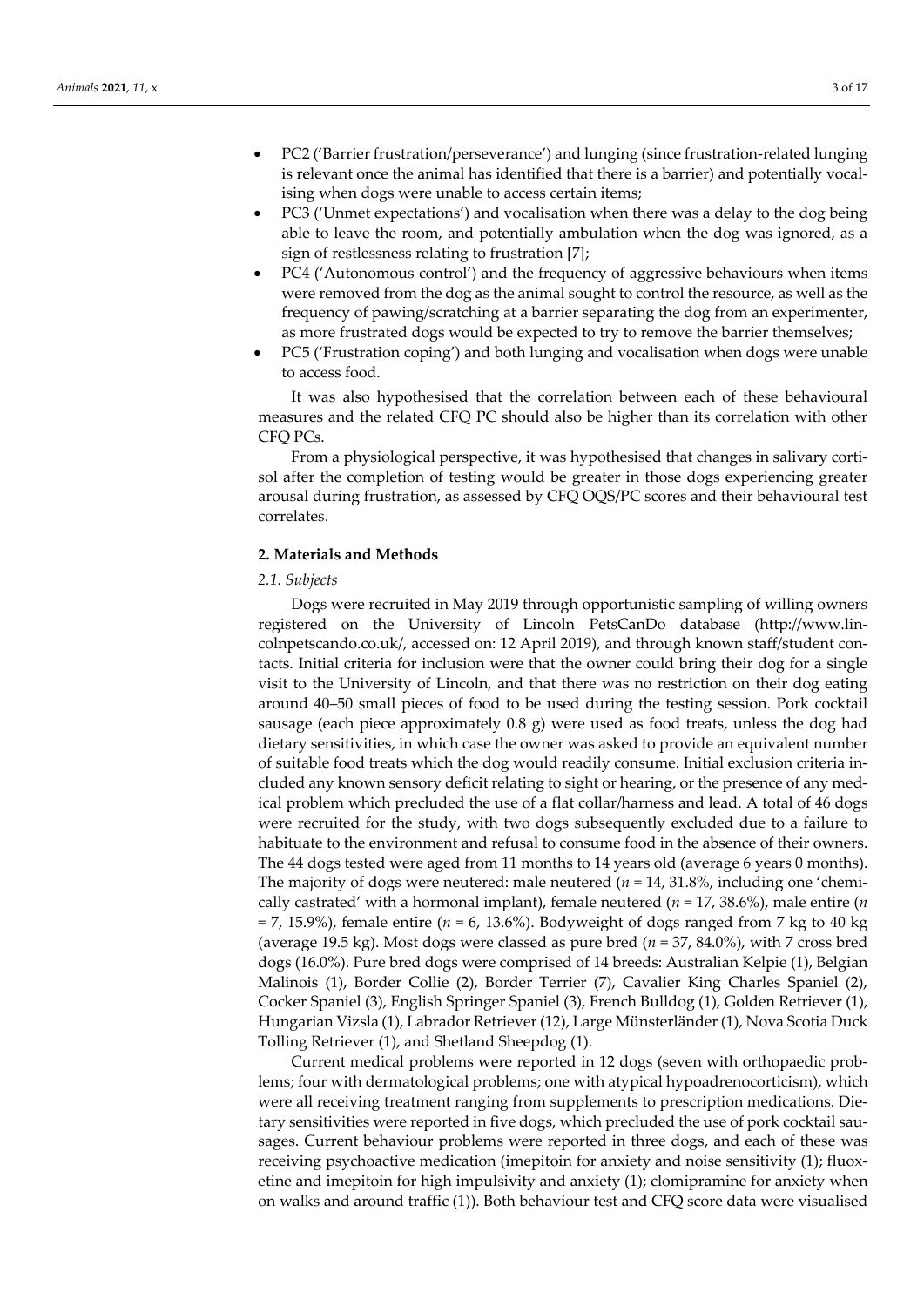- PC2 ('Barrier frustration/perseverance') and lunging (since frustration-related lunging is relevant once the animal has identified that there is a barrier) and potentially vocalising when dogs were unable to access certain items;
- PC3 ('Unmet expectations') and vocalisation when there was a delay to the dog being able to leave the room, and potentially ambulation when the dog was ignored, as a sign of restlessness relating to frustration [7];
- PC4 ('Autonomous control') and the frequency of aggressive behaviours when items were removed from the dog as the animal sought to control the resource, as well as the frequency of pawing/scratching at a barrier separating the dog from an experimenter, as more frustrated dogs would be expected to try to remove the barrier themselves;
- PC5 ('Frustration coping') and both lunging and vocalisation when dogs were unable to access food.

It was also hypothesised that the correlation between each of these behavioural measures and the related CFQ PC should also be higher than its correlation with other CFQ PCs.

From a physiological perspective, it was hypothesised that changes in salivary cortisol after the completion of testing would be greater in those dogs experiencing greater arousal during frustration, as assessed by CFQ OQS/PC scores and their behavioural test correlates.

## 2. Materials and Methods

### 2.1. Subjects

Dogs were recruited in May 2019 through opportunistic sampling of willing owners registered on the University of Lincoln PetsCanDo database (http://www.lincolnpetscando.co.uk/, accessed on: 12 April 2019), and through known staff/student contacts. Initial criteria for inclusion were that the owner could bring their dog for a single visit to the University of Lincoln, and that there was no restriction on their dog eating around 40–50 small pieces of food to be used during the testing session. Pork cocktail sausage (each piece approximately 0.8 g) were used as food treats, unless the dog had dietary sensitivities, in which case the owner was asked to provide an equivalent number of suitable food treats which the dog would readily consume. Initial exclusion criteria included any known sensory deficit relating to sight or hearing, or the presence of any medical problem which precluded the use of a flat collar/harness and lead. A total of 46 dogs were recruited for the study, with two dogs subsequently excluded due to a failure to habituate to the environment and refusal to consume food in the absence of their owners. The 44 dogs tested were aged from 11 months to 14 years old (average 6 years 0 months). The majority of dogs were neutered: male neutered ($n$ = 14, 31.8%, including one 'chemically castrated' with a hormonal implant), female neutered ($n$ = 17, 38.6%), male entire ($n$ = 7, 15.9%), female entire ($n$ = 6, 13.6%). Bodyweight of dogs ranged from 7 kg to 40 kg (average 19.5 kg). Most dogs were classed as pure bred ($n$ = 37, 84.0%), with 7 cross bred dogs (16.0%). Pure bred dogs were comprised of 14 breeds: Australian Kelpie (1), Belgian Malinois (1), Border Collie (2), Border Terrier (7), Cavalier King Charles Spaniel (2), Cocker Spaniel (3), English Springer Spaniel (3), French Bulldog (1), Golden Retriever (1), Hungarian Vizsla (1), Labrador Retriever (12), Large Münsterländer (1), Nova Scotia Duck Tolling Retriever (1), and Shetland Sheepdog (1).

Current medical problems were reported in 12 dogs (seven with orthopaedic problems; four with dermatological problems; one with atypical hypoadrenocorticism), which were all receiving treatment ranging from supplements to prescription medications. Dietary sensitivities were reported in five dogs, which precluded the use of pork cocktail sausages. Current behaviour problems were reported in three dogs, and each of these was receiving psychoactive medication (imepitoin for anxiety and noise sensitivity (1); fluoxetine and imepitoin for high impulsivity and anxiety (1); clomipramine for anxiety when on walks and around traffic (1)). Both behaviour test and CFQ score data were visualised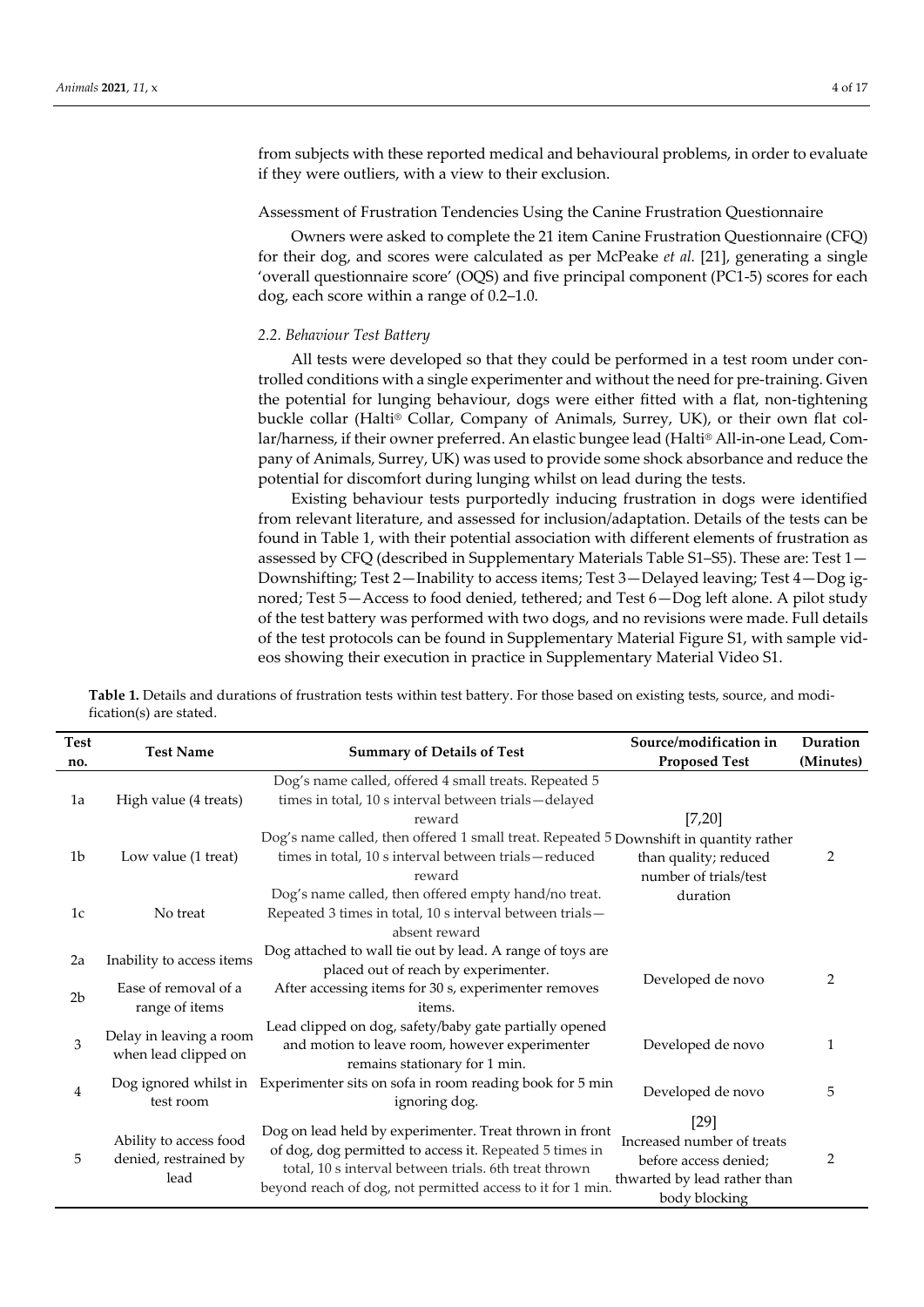from subjects with these reported medical and behavioural problems, in order to evaluate if they were outliers, with a view to their exclusion.

Assessment of Frustration Tendencies Using the Canine Frustration Questionnaire

Owners were asked to complete the 21 item Canine Frustration Questionnaire (CFQ) for their dog, and scores were calculated as per McPeake *et al.* [21], generating a single 'overall questionnaire score' (OQS) and five principal component (PC1-5) scores for each dog, each score within a range of 0.2–1.0.

### *2.2. Behaviour Test Battery*

All tests were developed so that they could be performed in a test room under controlled conditions with a single experimenter and without the need for pre-training. Given the potential for lunging behaviour, dogs were either fitted with a flat, non-tightening buckle collar (Halti® Collar, Company of Animals, Surrey, UK), or their own flat collar/harness, if their owner preferred. An elastic bungee lead (Halti® All-in-one Lead, Company of Animals, Surrey, UK) was used to provide some shock absorbance and reduce the potential for discomfort during lunging whilst on lead during the tests.

Existing behaviour tests purportedly inducing frustration in dogs were identified from relevant literature, and assessed for inclusion/adaptation. Details of the tests can be found in Table 1, with their potential association with different elements of frustration as assessed by CFQ (described in Supplementary Materials Table S1–S5). These are: Test 1—Downshifting; Test 2—Inability to access items; Test 3—Delayed leaving; Test 4—Dog ignored; Test 5—Access to food denied, tethered; and Test 6—Dog left alone. A pilot study of the test battery was performed with two dogs, and no revisions were made. Full details of the test protocols can be found in Supplementary Material Figure S1, with sample videos showing their execution in practice in Supplementary Material Video S1.

**Table 1.** Details and durations of frustration tests within test battery. For those based on existing tests, source, and modification(s) are stated.

| Test no. | Test Name | Summary of Details of Test | Source/modification in Proposed Test | Duration (Minutes) |
|---|---|---|---|---|
| 1a | High value (4 treats) | Dog's name called, offered 4 small treats. Repeated 5 times in total, 10 s interval between trials—delayed reward | [7,20] Downshift in quantity rather than quality; reduced number of trials/test duration | 2 |
| 1b | Low value (1 treat) | Dog's name called, then offered 1 small treat. Repeated 5 times in total, 10 s interval between trials—reduced reward | | |
| 1c | No treat | Dog's name called, then offered empty hand/no treat. Repeated 3 times in total, 10 s interval between trials—absent reward | | |
| 2a | Inability to access items | Dog attached to wall tie out by lead. A range of toys are placed out of reach by experimenter. | Developed de novo | 2 |
| 2b | Ease of removal of a range of items | After accessing items for 30 s, experimenter removes items. | | |
| 3 | Delay in leaving a room when lead clipped on | Lead clipped on dog, safety/baby gate partially opened and motion to leave room, however experimenter remains stationary for 1 min. | Developed de novo | 1 |
| 4 | Dog ignored whilst in test room | Experimenter sits on sofa in room reading book for 5 min ignoring dog. | Developed de novo | 5 |
| 5 | Ability to access food denied, restrained by lead | Dog on lead held by experimenter. Treat thrown in front of dog, dog permitted to access it. Repeated 5 times in total, 10 s interval between trials. 6th treat thrown beyond reach of dog, not permitted access to it for 1 min. | [29] Increased number of treats before access denied; thwarted by lead rather than body blocking | 2 |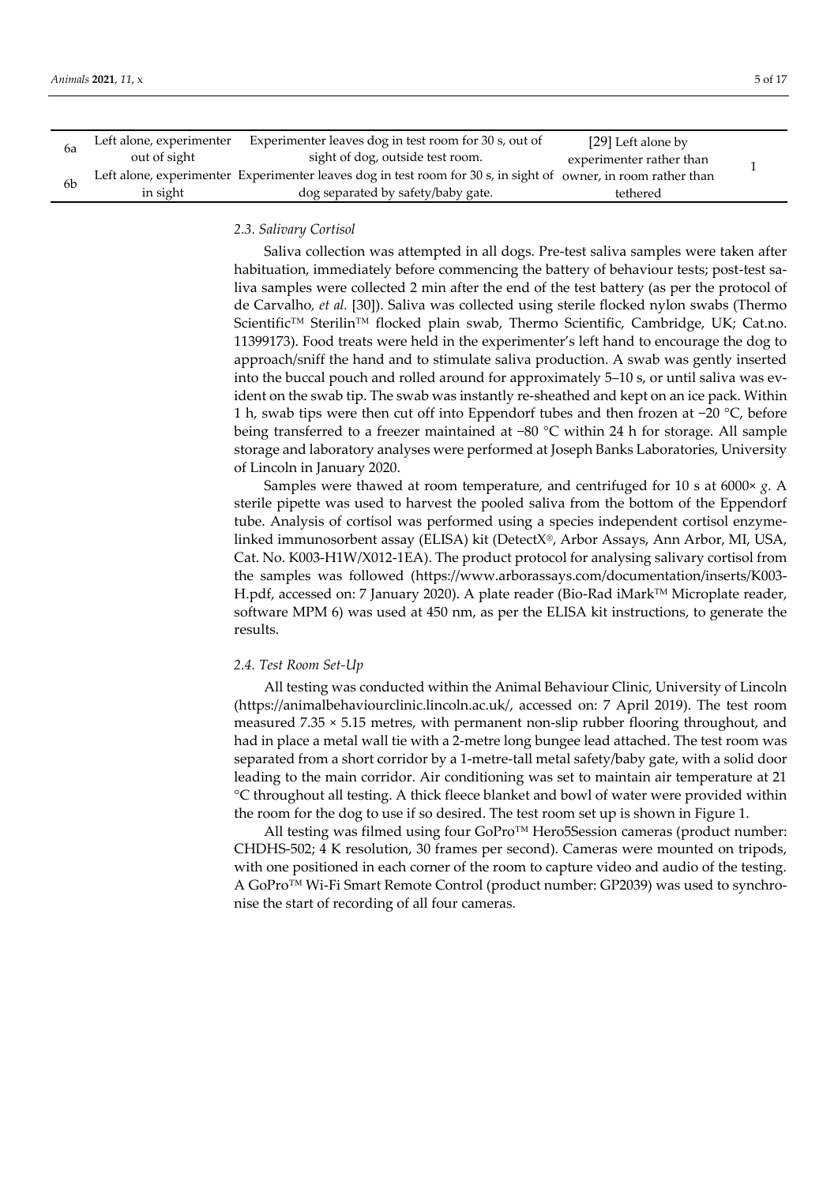| | | | | |
|---|---|---|---|---|
| 6a | Left alone, experimenter out of sight | Experimenter leaves dog in test room for 30 s, out of sight of dog, outside test room. | [29] Left alone by experimenter rather than owner, in room rather than tethered | 1 |
| 6b | Left alone, experimenter in sight | Experimenter leaves dog in test room for 30 s, in sight of dog separated by safety/baby gate. | | |

### *2.3. Salivary Cortisol*

Saliva collection was attempted in all dogs. Pre-test saliva samples were taken after habituation, immediately before commencing the battery of behaviour tests; post-test saliva samples were collected 2 min after the end of the test battery (as per the protocol of de Carvalho, *et al.* [30]). Saliva was collected using sterile flocked nylon swabs (Thermo Scientific™ Sterilin™ flocked plain swab, Thermo Scientific, Cambridge, UK; Cat.no. 11399173). Food treats were held in the experimenter's left hand to encourage the dog to approach/sniff the hand and to stimulate saliva production. A swab was gently inserted into the buccal pouch and rolled around for approximately 5–10 s, or until saliva was evident on the swab tip. The swab was instantly re-sheathed and kept on an ice pack. Within 1 h, swab tips were then cut off into Eppendorf tubes and then frozen at −20 °C, before being transferred to a freezer maintained at −80 °C within 24 h for storage. All sample storage and laboratory analyses were performed at Joseph Banks Laboratories, University of Lincoln in January 2020.

Samples were thawed at room temperature, and centrifuged for 10 s at 6000× *g*. A sterile pipette was used to harvest the pooled saliva from the bottom of the Eppendorf tube. Analysis of cortisol was performed using a species independent cortisol enzyme-linked immunosorbent assay (ELISA) kit (DetectX®, Arbor Assays, Ann Arbor, MI, USA, Cat. No. K003-H1W/X012-1EA). The product protocol for analysing salivary cortisol from the samples was followed (https://www.arborassays.com/documentation/inserts/K003-H.pdf, accessed on: 7 January 2020). A plate reader (Bio-Rad iMark™ Microplate reader, software MPM 6) was used at 450 nm, as per the ELISA kit instructions, to generate the results.

### *2.4. Test Room Set-Up*

All testing was conducted within the Animal Behaviour Clinic, University of Lincoln (https://animalbehaviourclinic.lincoln.ac.uk/, accessed on: 7 April 2019). The test room measured 7.35 × 5.15 metres, with permanent non-slip rubber flooring throughout, and had in place a metal wall tie with a 2-metre long bungee lead attached. The test room was separated from a short corridor by a 1-metre-tall metal safety/baby gate, with a solid door leading to the main corridor. Air conditioning was set to maintain air temperature at 21 °C throughout all testing. A thick fleece blanket and bowl of water were provided within the room for the dog to use if so desired. The test room set up is shown in Figure 1.

All testing was filmed using four GoPro™ Hero5Session cameras (product number: CHDHS-502; 4 K resolution, 30 frames per second). Cameras were mounted on tripods, with one positioned in each corner of the room to capture video and audio of the testing. A GoPro™ Wi-Fi Smart Remote Control (product number: GP2039) was used to synchronise the start of recording of all four cameras.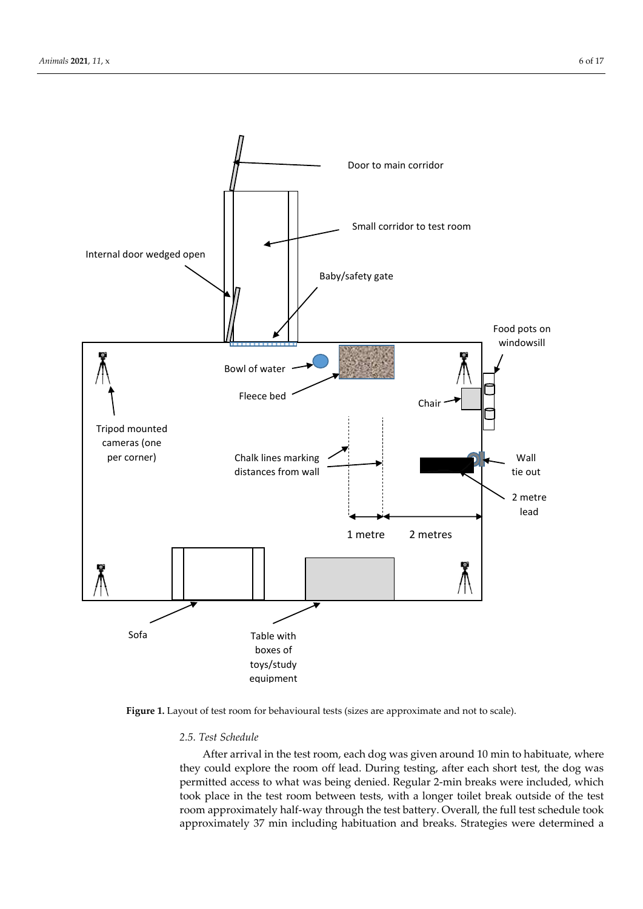**Figure 1.** Layout of test room for behavioural tests (sizes are approximate and not to scale).

### 2.5. Test Schedule

After arrival in the test room, each dog was given around 10 min to habituate, where they could explore the room off lead. During testing, after each short test, the dog was permitted access to what was being denied. Regular 2-min breaks were included, which took place in the test room between tests, with a longer toilet break outside of the test room approximately half-way through the test battery. Overall, the full test schedule took approximately 37 min including habituation and breaks. Strategies were determined a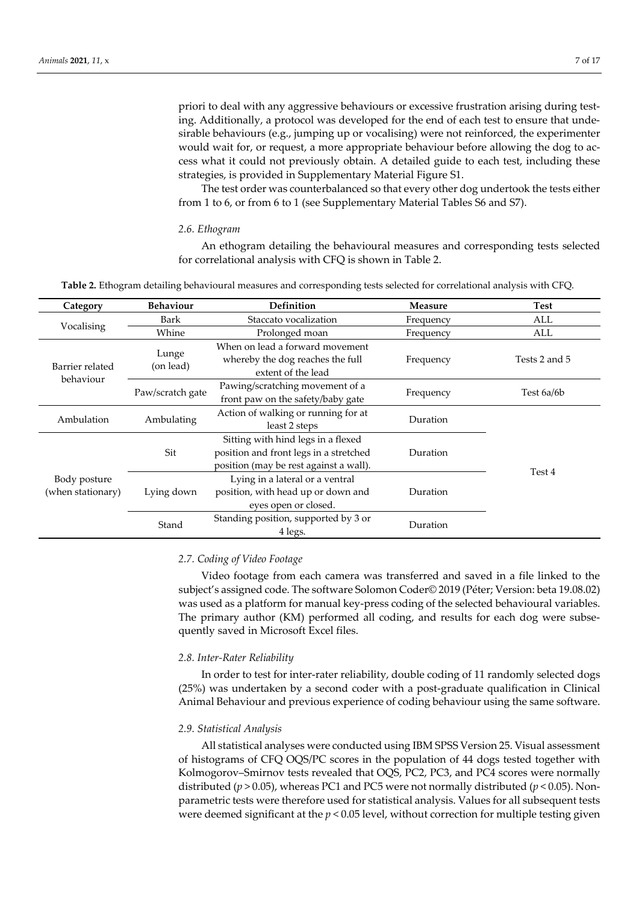priori to deal with any aggressive behaviours or excessive frustration arising during testing. Additionally, a protocol was developed for the end of each test to ensure that undesirable behaviours (e.g., jumping up or vocalising) were not reinforced, the experimenter would wait for, or request, a more appropriate behaviour before allowing the dog to access what it could not previously obtain. A detailed guide to each test, including these strategies, is provided in Supplementary Material Figure S1.

The test order was counterbalanced so that every other dog undertook the tests either from 1 to 6, or from 6 to 1 (see Supplementary Material Tables S6 and S7).

### 2.6. Ethogram

An ethogram detailing the behavioural measures and corresponding tests selected for correlational analysis with CFQ is shown in Table 2.

**Table 2.** Ethogram detailing behavioural measures and corresponding tests selected for correlational analysis with CFQ.

| Category | Behaviour | Definition | Measure | Test |
|---|---|---|---|---|
| Vocalising | Bark | Staccato vocalization | Frequency | ALL |
| | Whine | Prolonged moan | Frequency | ALL |
| Barrier related behaviour | Lunge (on lead) | When on lead a forward movement whereby the dog reaches the full extent of the lead | Frequency | Tests 2 and 5 |
| | Paw/scratch gate | Pawing/scratching movement of a front paw on the safety/baby gate | Frequency | Test 6a/6b |
| Ambulation | Ambulating | Action of walking or running for at least 2 steps | Duration | Test 4 |
| Body posture (when stationary) | Sit | Sitting with hind legs in a flexed position and front legs in a stretched position (may be rest against a wall). | Duration | |
| | Lying down | Lying in a lateral or a ventral position, with head up or down and eyes open or closed. | Duration | |
| | Stand | Standing position, supported by 3 or 4 legs. | Duration | |

### 2.7. Coding of Video Footage

Video footage from each camera was transferred and saved in a file linked to the subject's assigned code. The software Solomon Coder© 2019 (Péter; Version: beta 19.08.02) was used as a platform for manual key-press coding of the selected behavioural variables. The primary author (KM) performed all coding, and results for each dog were subsequently saved in Microsoft Excel files.

### 2.8. Inter-Rater Reliability

In order to test for inter-rater reliability, double coding of 11 randomly selected dogs (25%) was undertaken by a second coder with a post-graduate qualification in Clinical Animal Behaviour and previous experience of coding behaviour using the same software.

### 2.9. Statistical Analysis

All statistical analyses were conducted using IBM SPSS Version 25. Visual assessment of histograms of CFQ OQS/PC scores in the population of 44 dogs tested together with Kolmogorov–Smirnov tests revealed that OQS, PC2, PC3, and PC4 scores were normally distributed ($p > 0.05$), whereas PC1 and PC5 were not normally distributed ($p < 0.05$). Non-parametric tests were therefore used for statistical analysis. Values for all subsequent tests were deemed significant at the $p < 0.05$ level, without correction for multiple testing given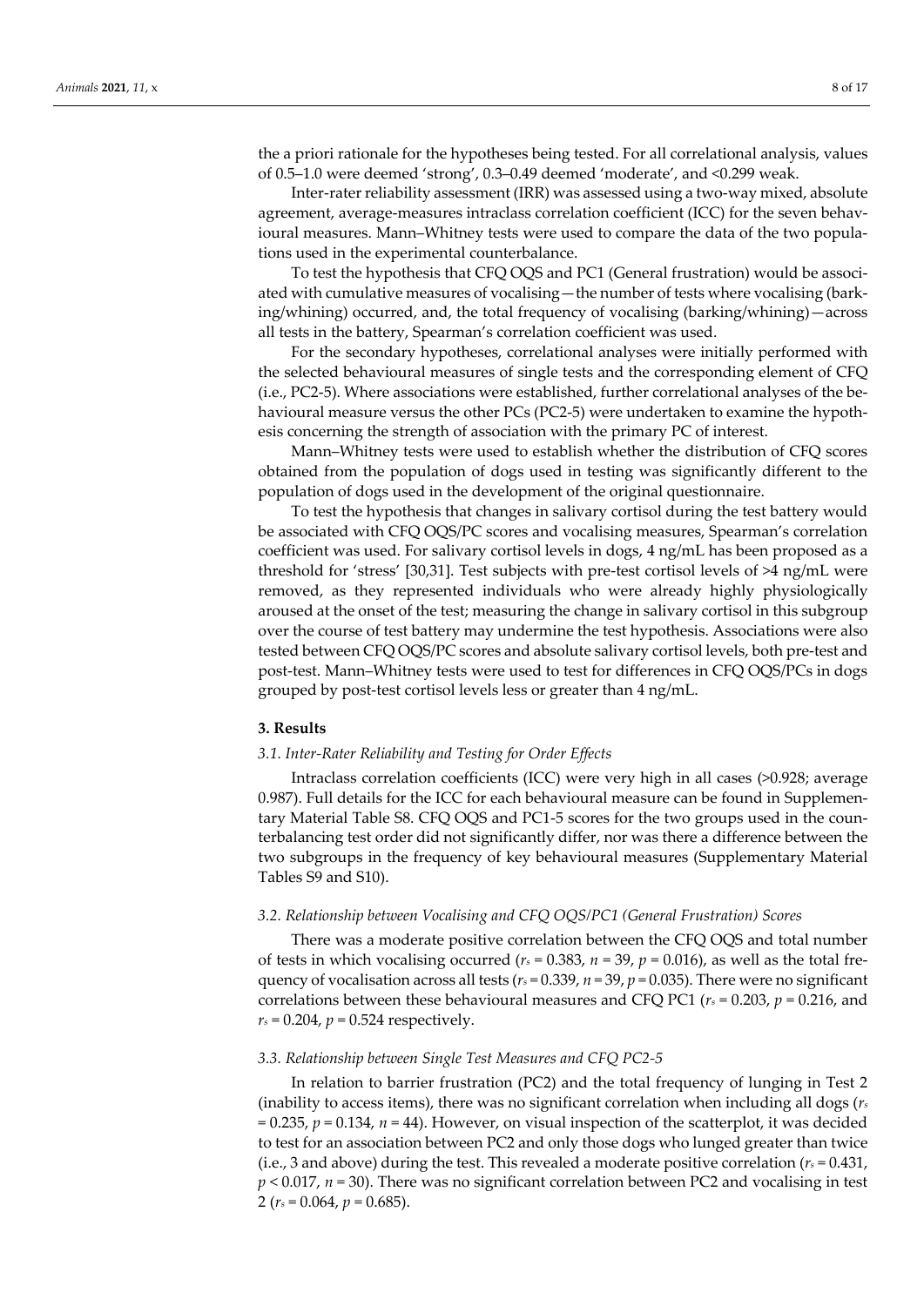the a priori rationale for the hypotheses being tested. For all correlational analysis, values of 0.5–1.0 were deemed 'strong', 0.3–0.49 deemed 'moderate', and <0.299 weak.

Inter-rater reliability assessment (IRR) was assessed using a two-way mixed, absolute agreement, average-measures intraclass correlation coefficient (ICC) for the seven behavioural measures. Mann–Whitney tests were used to compare the data of the two populations used in the experimental counterbalance.

To test the hypothesis that CFQ OQS and PC1 (General frustration) would be associated with cumulative measures of vocalising—the number of tests where vocalising (barking/whining) occurred, and, the total frequency of vocalising (barking/whining)—across all tests in the battery, Spearman's correlation coefficient was used.

For the secondary hypotheses, correlational analyses were initially performed with the selected behavioural measures of single tests and the corresponding element of CFQ (i.e., PC2-5). Where associations were established, further correlational analyses of the behavioural measure versus the other PCs (PC2-5) were undertaken to examine the hypothesis concerning the strength of association with the primary PC of interest.

Mann–Whitney tests were used to establish whether the distribution of CFQ scores obtained from the population of dogs used in testing was significantly different to the population of dogs used in the development of the original questionnaire.

To test the hypothesis that changes in salivary cortisol during the test battery would be associated with CFQ OQS/PC scores and vocalising measures, Spearman's correlation coefficient was used. For salivary cortisol levels in dogs, 4 ng/mL has been proposed as a threshold for 'stress' [30,31]. Test subjects with pre-test cortisol levels of >4 ng/mL were removed, as they represented individuals who were already highly physiologically aroused at the onset of the test; measuring the change in salivary cortisol in this subgroup over the course of test battery may undermine the test hypothesis. Associations were also tested between CFQ OQS/PC scores and absolute salivary cortisol levels, both pre-test and post-test. Mann–Whitney tests were used to test for differences in CFQ OQS/PCs in dogs grouped by post-test cortisol levels less or greater than 4 ng/mL.

## 3. Results

### *3.1. Inter-Rater Reliability and Testing for Order Effects*

Intraclass correlation coefficients (ICC) were very high in all cases (>0.928; average 0.987). Full details for the ICC for each behavioural measure can be found in Supplementary Material Table S8. CFQ OQS and PC1-5 scores for the two groups used in the counterbalancing test order did not significantly differ, nor was there a difference between the two subgroups in the frequency of key behavioural measures (Supplementary Material Tables S9 and S10).

### *3.2. Relationship between Vocalising and CFQ OQS/PC1 (General Frustration) Scores*

There was a moderate positive correlation between the CFQ OQS and total number of tests in which vocalising occurred ($r_s = 0.383$, $n = 39$, $p = 0.016$), as well as the total frequency of vocalisation across all tests ($r_s = 0.339$, $n = 39$, $p = 0.035$). There were no significant correlations between these behavioural measures and CFQ PC1 ($r_s = 0.203$, $p = 0.216$, and $r_s = 0.204$, $p = 0.524$ respectively.

### *3.3. Relationship between Single Test Measures and CFQ PC2-5*

In relation to barrier frustration (PC2) and the total frequency of lunging in Test 2 (inability to access items), there was no significant correlation when including all dogs ($r_s = 0.235$, $p = 0.134$, $n = 44$). However, on visual inspection of the scatterplot, it was decided to test for an association between PC2 and only those dogs who lunged greater than twice (i.e., 3 and above) during the test. This revealed a moderate positive correlation ($r_s = 0.431$, $p < 0.017$, $n = 30$). There was no significant correlation between PC2 and vocalising in test 2 ($r_s = 0.064$, $p = 0.685$).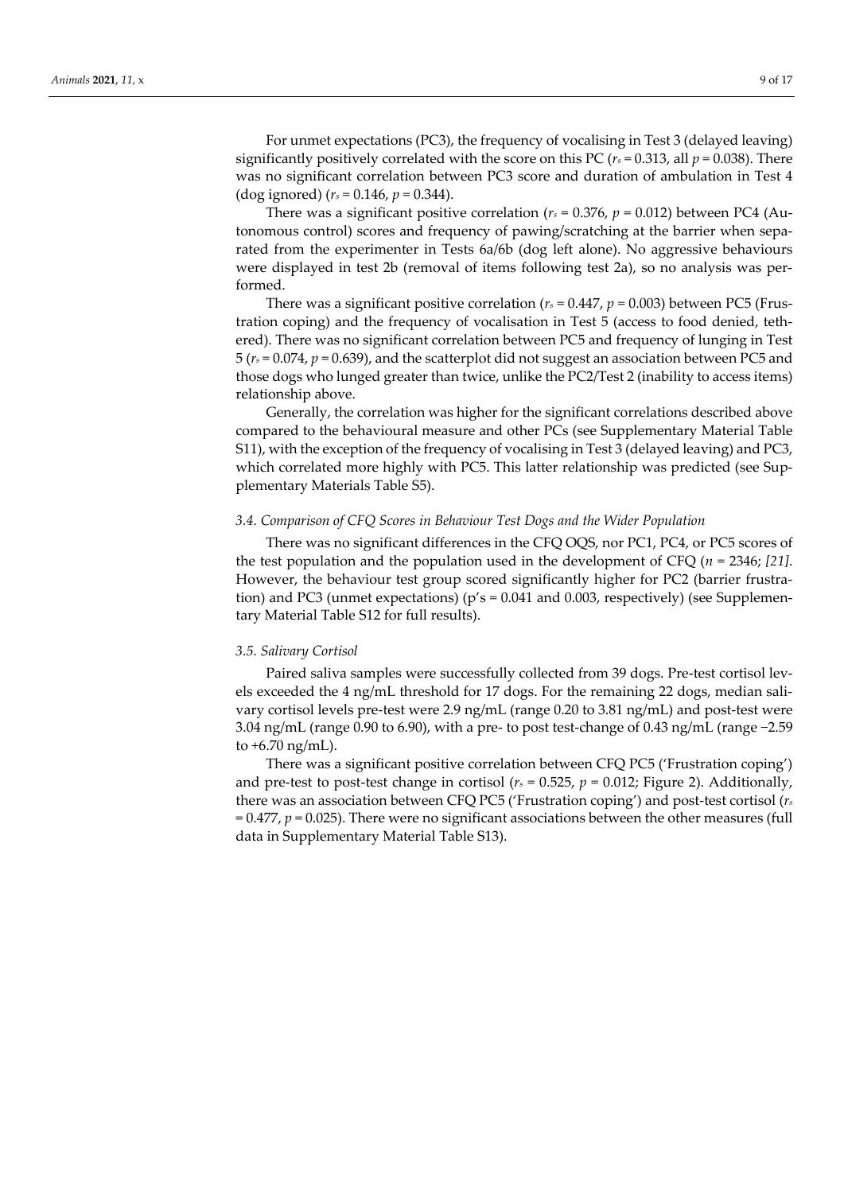For unmet expectations (PC3), the frequency of vocalising in Test 3 (delayed leaving) significantly positively correlated with the score on this PC ($r_s = 0.313$, all $p = 0.038$). There was no significant correlation between PC3 score and duration of ambulation in Test 4 (dog ignored) ($r_s = 0.146$, $p = 0.344$).

There was a significant positive correlation ($r_s = 0.376$, $p = 0.012$) between PC4 (Autonomous control) scores and frequency of pawing/scratching at the barrier when separated from the experimenter in Tests 6a/6b (dog left alone). No aggressive behaviours were displayed in test 2b (removal of items following test 2a), so no analysis was performed.

There was a significant positive correlation ($r_s = 0.447$, $p = 0.003$) between PC5 (Frustration coping) and the frequency of vocalisation in Test 5 (access to food denied, tethered). There was no significant correlation between PC5 and frequency of lunging in Test 5 ($r_s = 0.074$, $p = 0.639$), and the scatterplot did not suggest an association between PC5 and those dogs who lunged greater than twice, unlike the PC2/Test 2 (inability to access items) relationship above.

Generally, the correlation was higher for the significant correlations described above compared to the behavioural measure and other PCs (see Supplementary Material Table S11), with the exception of the frequency of vocalising in Test 3 (delayed leaving) and PC3, which correlated more highly with PC5. This latter relationship was predicted (see Supplementary Materials Table S5).

### 3.4. Comparison of CFQ Scores in Behaviour Test Dogs and the Wider Population

There was no significant differences in the CFQ OQS, nor PC1, PC4, or PC5 scores of the test population and the population used in the development of CFQ ($n = 2346$; *[21]*. However, the behaviour test group scored significantly higher for PC2 (barrier frustration) and PC3 (unmet expectations) (p's = 0.041 and 0.003, respectively) (see Supplementary Material Table S12 for full results).

### 3.5. Salivary Cortisol

Paired saliva samples were successfully collected from 39 dogs. Pre-test cortisol levels exceeded the 4 ng/mL threshold for 17 dogs. For the remaining 22 dogs, median salivary cortisol levels pre-test were 2.9 ng/mL (range 0.20 to 3.81 ng/mL) and post-test were 3.04 ng/mL (range 0.90 to 6.90), with a pre- to post test-change of 0.43 ng/mL (range −2.59 to +6.70 ng/mL).

There was a significant positive correlation between CFQ PC5 ('Frustration coping') and pre-test to post-test change in cortisol ($r_s = 0.525$, $p = 0.012$; Figure 2). Additionally, there was an association between CFQ PC5 ('Frustration coping') and post-test cortisol ($r_s = 0.477$, $p = 0.025$). There were no significant associations between the other measures (full data in Supplementary Material Table S13).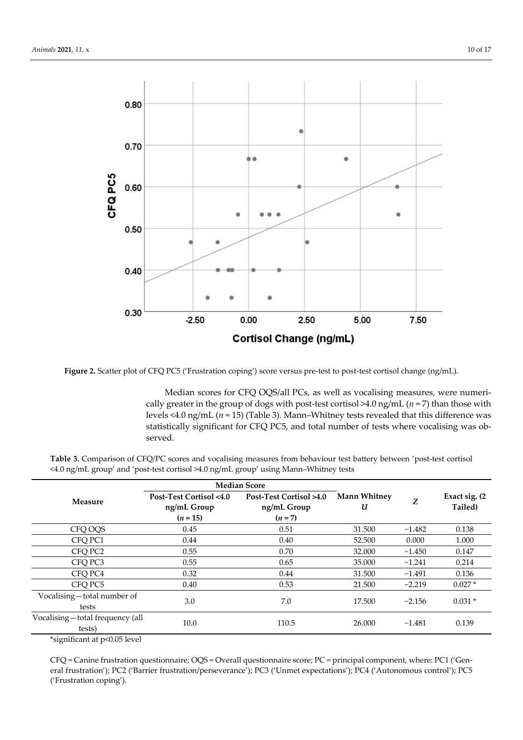**Figure 2.** Scatter plot of CFQ PC5 ('Frustration coping') score versus pre-test to post-test cortisol change (ng/mL).

Median scores for CFQ OQS/all PCs, as well as vocalising measures, were numerically greater in the group of dogs with post-test cortisol >4.0 ng/mL ($n = 7$) than those with levels <4.0 ng/mL ($n = 15$) (Table 3). Mann–Whitney tests revealed that this difference was statistically significant for CFQ PC5, and total number of tests where vocalising was observed.

**Table 3.** Comparison of CFQ/PC scores and vocalising measures from behaviour test battery between 'post-test cortisol <4.0 ng/mL group' and 'post-test cortisol >4.0 ng/mL group' using Mann–Whitney tests

| Measure | Median Score | | Mann Whitney $U$ | $Z$ | Exact sig. (2 Tailed) |
|---|---|---|---|---|---|
| | Post-Test Cortisol <4.0 ng/mL Group ($n = 15$) | Post-Test Cortisol >4.0 ng/mL Group ($n = 7$) | | | |
| CFQ OQS | 0.45 | 0.51 | 31.500 | −1.482 | 0.138 |
| CFQ PC1 | 0.44 | 0.40 | 52.500 | 0.000 | 1.000 |
| CFQ PC2 | 0.55 | 0.70 | 32.000 | −1.450 | 0.147 |
| CFQ PC3 | 0.55 | 0.65 | 35.000 | −1.241 | 0.214 |
| CFQ PC4 | 0.32 | 0.44 | 31.500 | −1.491 | 0.136 |
| CFQ PC5 | 0.40 | 0.53 | 21.500 | −2.219 | 0.027 * |
| Vocalising—total number of tests | 3.0 | 7.0 | 17.500 | −2.156 | 0.031 * |
| Vocalising—total frequency (all tests) | 10.0 | 110.5 | 26.000 | −1.481 | 0.139 |

*significant at $p<0.05$ level

CFQ = Canine frustration questionnaire; OQS = Overall questionnaire score; PC = principal component, where: PC1 ('General frustration'); PC2 ('Barrier frustration/perseverance'); PC3 ('Unmet expectations'); PC4 ('Autonomous control'); PC5 ('Frustration coping').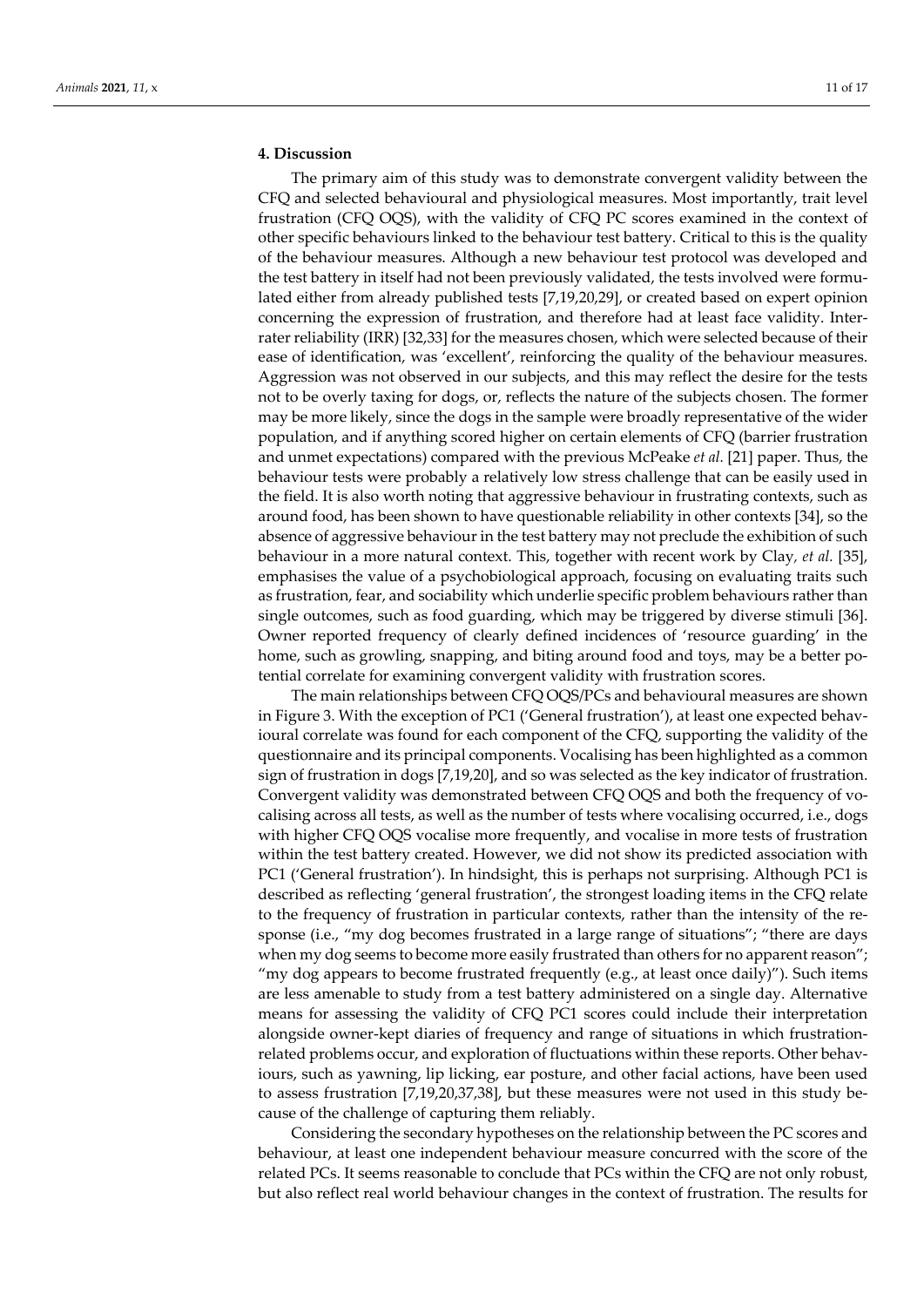## 4. Discussion

The primary aim of this study was to demonstrate convergent validity between the CFQ and selected behavioural and physiological measures. Most importantly, trait level frustration (CFQ OQS), with the validity of CFQ PC scores examined in the context of other specific behaviours linked to the behaviour test battery. Critical to this is the quality of the behaviour measures. Although a new behaviour test protocol was developed and the test battery in itself had not been previously validated, the tests involved were formulated either from already published tests [7,19,20,29], or created based on expert opinion concerning the expression of frustration, and therefore had at least face validity. Inter-rater reliability (IRR) [32,33] for the measures chosen, which were selected because of their ease of identification, was 'excellent', reinforcing the quality of the behaviour measures. Aggression was not observed in our subjects, and this may reflect the desire for the tests not to be overly taxing for dogs, or, reflects the nature of the subjects chosen. The former may be more likely, since the dogs in the sample were broadly representative of the wider population, and if anything scored higher on certain elements of CFQ (barrier frustration and unmet expectations) compared with the previous McPeake *et al.* [21] paper. Thus, the behaviour tests were probably a relatively low stress challenge that can be easily used in the field. It is also worth noting that aggressive behaviour in frustrating contexts, such as around food, has been shown to have questionable reliability in other contexts [34], so the absence of aggressive behaviour in the test battery may not preclude the exhibition of such behaviour in a more natural context. This, together with recent work by Clay*, et al.* [35], emphasises the value of a psychobiological approach, focusing on evaluating traits such as frustration, fear, and sociability which underlie specific problem behaviours rather than single outcomes, such as food guarding, which may be triggered by diverse stimuli [36]. Owner reported frequency of clearly defined incidences of 'resource guarding' in the home, such as growling, snapping, and biting around food and toys, may be a better potential correlate for examining convergent validity with frustration scores.

The main relationships between CFQ OQS/PCs and behavioural measures are shown in Figure 3. With the exception of PC1 ('General frustration'), at least one expected behavioural correlate was found for each component of the CFQ, supporting the validity of the questionnaire and its principal components. Vocalising has been highlighted as a common sign of frustration in dogs [7,19,20], and so was selected as the key indicator of frustration. Convergent validity was demonstrated between CFQ OQS and both the frequency of vocalising across all tests, as well as the number of tests where vocalising occurred, i.e., dogs with higher CFQ OQS vocalise more frequently, and vocalise in more tests of frustration within the test battery created. However, we did not show its predicted association with PC1 ('General frustration'). In hindsight, this is perhaps not surprising. Although PC1 is described as reflecting 'general frustration', the strongest loading items in the CFQ relate to the frequency of frustration in particular contexts, rather than the intensity of the response (i.e., "my dog becomes frustrated in a large range of situations"; "there are days when my dog seems to become more easily frustrated than others for no apparent reason"; "my dog appears to become frustrated frequently (e.g., at least once daily)"). Such items are less amenable to study from a test battery administered on a single day. Alternative means for assessing the validity of CFQ PC1 scores could include their interpretation alongside owner-kept diaries of frequency and range of situations in which frustration-related problems occur, and exploration of fluctuations within these reports. Other behaviours, such as yawning, lip licking, ear posture, and other facial actions, have been used to assess frustration [7,19,20,37,38], but these measures were not used in this study because of the challenge of capturing them reliably.

Considering the secondary hypotheses on the relationship between the PC scores and behaviour, at least one independent behaviour measure concurred with the score of the related PCs. It seems reasonable to conclude that PCs within the CFQ are not only robust, but also reflect real world behaviour changes in the context of frustration. The results for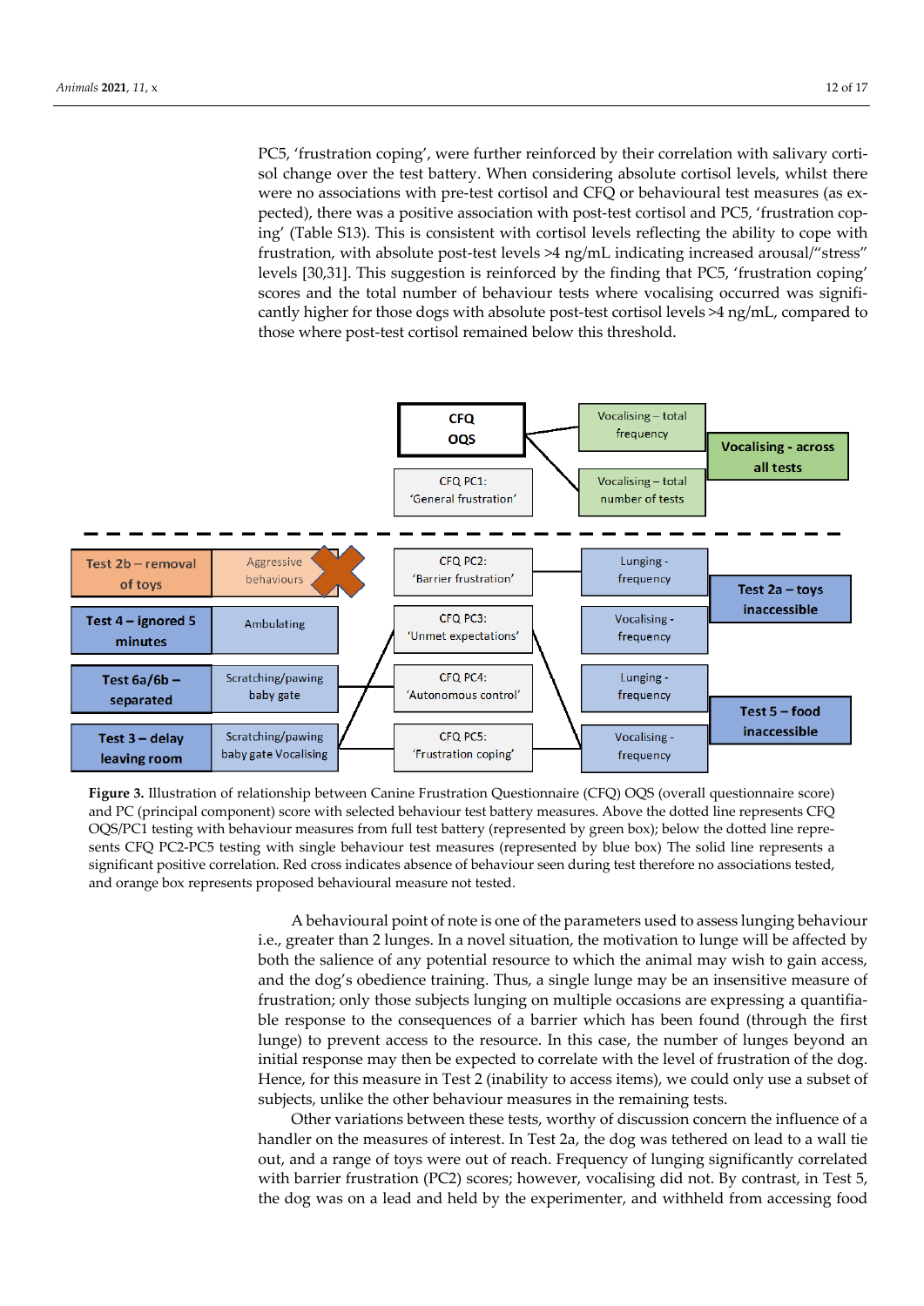PC5, 'frustration coping', were further reinforced by their correlation with salivary cortisol change over the test battery. When considering absolute cortisol levels, whilst there were no associations with pre-test cortisol and CFQ or behavioural test measures (as expected), there was a positive association with post-test cortisol and PC5, 'frustration coping' (Table S13). This is consistent with cortisol levels reflecting the ability to cope with frustration, with absolute post-test levels >4 ng/mL indicating increased arousal/"stress" levels [30,31]. This suggestion is reinforced by the finding that PC5, 'frustration coping' scores and the total number of behaviour tests where vocalising occurred was significantly higher for those dogs with absolute post-test cortisol levels >4 ng/mL, compared to those where post-test cortisol remained below this threshold.

CFQ OQS | Vocalising – total frequency | Vocalising – total number of tests | Vocalising - across all tests | CFQ PC1: 'General frustration'

Test 2b – removal of toys | Aggressive behaviours | CFQ PC2: 'Barrier frustration' | Lunging - frequency | Test 2a – toys inaccessible

Test 4 – ignored 5 minutes | Ambulating | CFQ PC3: 'Unmet expectations' | Vocalising - frequency

Test 6a/6b – separated | Scratching/pawing baby gate | CFQ PC4: 'Autonomous control' | Lunging - frequency | Test 5 – food inaccessible

Test 3 – delay leaving room | Scratching/pawing baby gate Vocalising | CFQ PC5: 'Frustration coping' | Vocalising - frequency

**Figure 3.** Illustration of relationship between Canine Frustration Questionnaire (CFQ) OQS (overall questionnaire score) and PC (principal component) score with selected behaviour test battery measures. Above the dotted line represents CFQ OQS/PC1 testing with behaviour measures from full test battery (represented by green box); below the dotted line represents CFQ PC2-PC5 testing with single behaviour test measures (represented by blue box) The solid line represents a significant positive correlation. Red cross indicates absence of behaviour seen during test therefore no associations tested, and orange box represents proposed behavioural measure not tested.

A behavioural point of note is one of the parameters used to assess lunging behaviour i.e., greater than 2 lunges. In a novel situation, the motivation to lunge will be affected by both the salience of any potential resource to which the animal may wish to gain access, and the dog's obedience training. Thus, a single lunge may be an insensitive measure of frustration; only those subjects lunging on multiple occasions are expressing a quantifiable response to the consequences of a barrier which has been found (through the first lunge) to prevent access to the resource. In this case, the number of lunges beyond an initial response may then be expected to correlate with the level of frustration of the dog. Hence, for this measure in Test 2 (inability to access items), we could only use a subset of subjects, unlike the other behaviour measures in the remaining tests.

Other variations between these tests, worthy of discussion concern the influence of a handler on the measures of interest. In Test 2a, the dog was tethered on lead to a wall tie out, and a range of toys were out of reach. Frequency of lunging significantly correlated with barrier frustration (PC2) scores; however, vocalising did not. By contrast, in Test 5, the dog was on a lead and held by the experimenter, and withheld from accessing food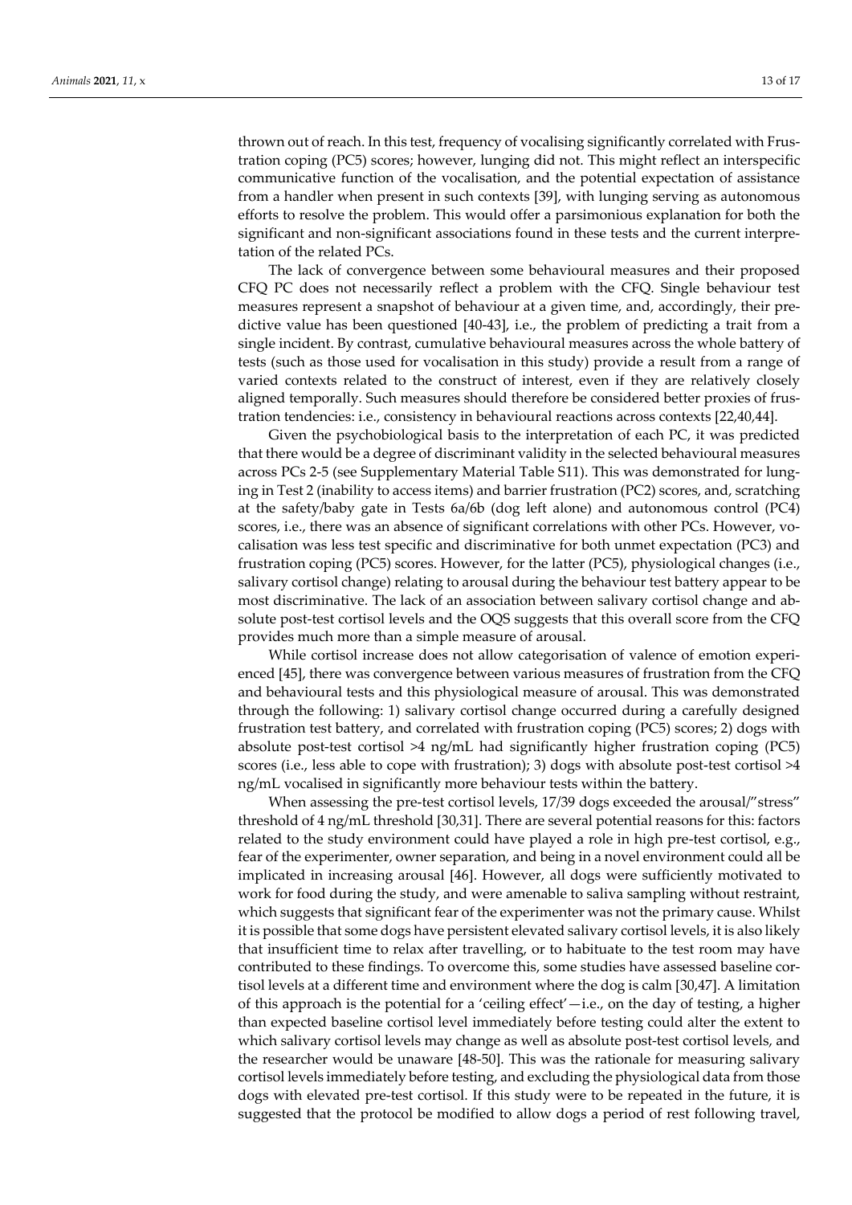thrown out of reach. In this test, frequency of vocalising significantly correlated with Frustration coping (PC5) scores; however, lunging did not. This might reflect an interspecific communicative function of the vocalisation, and the potential expectation of assistance from a handler when present in such contexts [39], with lunging serving as autonomous efforts to resolve the problem. This would offer a parsimonious explanation for both the significant and non-significant associations found in these tests and the current interpretation of the related PCs.

The lack of convergence between some behavioural measures and their proposed CFQ PC does not necessarily reflect a problem with the CFQ. Single behaviour test measures represent a snapshot of behaviour at a given time, and, accordingly, their predictive value has been questioned [40-43], i.e., the problem of predicting a trait from a single incident. By contrast, cumulative behavioural measures across the whole battery of tests (such as those used for vocalisation in this study) provide a result from a range of varied contexts related to the construct of interest, even if they are relatively closely aligned temporally. Such measures should therefore be considered better proxies of frustration tendencies: i.e., consistency in behavioural reactions across contexts [22,40,44].

Given the psychobiological basis to the interpretation of each PC, it was predicted that there would be a degree of discriminant validity in the selected behavioural measures across PCs 2-5 (see Supplementary Material Table S11). This was demonstrated for lunging in Test 2 (inability to access items) and barrier frustration (PC2) scores, and, scratching at the safety/baby gate in Tests 6a/6b (dog left alone) and autonomous control (PC4) scores, i.e., there was an absence of significant correlations with other PCs. However, vocalisation was less test specific and discriminative for both unmet expectation (PC3) and frustration coping (PC5) scores. However, for the latter (PC5), physiological changes (i.e., salivary cortisol change) relating to arousal during the behaviour test battery appear to be most discriminative. The lack of an association between salivary cortisol change and absolute post-test cortisol levels and the OQS suggests that this overall score from the CFQ provides much more than a simple measure of arousal.

While cortisol increase does not allow categorisation of valence of emotion experienced [45], there was convergence between various measures of frustration from the CFQ and behavioural tests and this physiological measure of arousal. This was demonstrated through the following: 1) salivary cortisol change occurred during a carefully designed frustration test battery, and correlated with frustration coping (PC5) scores; 2) dogs with absolute post-test cortisol >4 ng/mL had significantly higher frustration coping (PC5) scores (i.e., less able to cope with frustration); 3) dogs with absolute post-test cortisol >4 ng/mL vocalised in significantly more behaviour tests within the battery.

When assessing the pre-test cortisol levels, 17/39 dogs exceeded the arousal/"stress" threshold of 4 ng/mL threshold [30,31]. There are several potential reasons for this: factors related to the study environment could have played a role in high pre-test cortisol, e.g., fear of the experimenter, owner separation, and being in a novel environment could all be implicated in increasing arousal [46]. However, all dogs were sufficiently motivated to work for food during the study, and were amenable to saliva sampling without restraint, which suggests that significant fear of the experimenter was not the primary cause. Whilst it is possible that some dogs have persistent elevated salivary cortisol levels, it is also likely that insufficient time to relax after travelling, or to habituate to the test room may have contributed to these findings. To overcome this, some studies have assessed baseline cortisol levels at a different time and environment where the dog is calm [30,47]. A limitation of this approach is the potential for a 'ceiling effect'—i.e., on the day of testing, a higher than expected baseline cortisol level immediately before testing could alter the extent to which salivary cortisol levels may change as well as absolute post-test cortisol levels, and the researcher would be unaware [48-50]. This was the rationale for measuring salivary cortisol levels immediately before testing, and excluding the physiological data from those dogs with elevated pre-test cortisol. If this study were to be repeated in the future, it is suggested that the protocol be modified to allow dogs a period of rest following travel,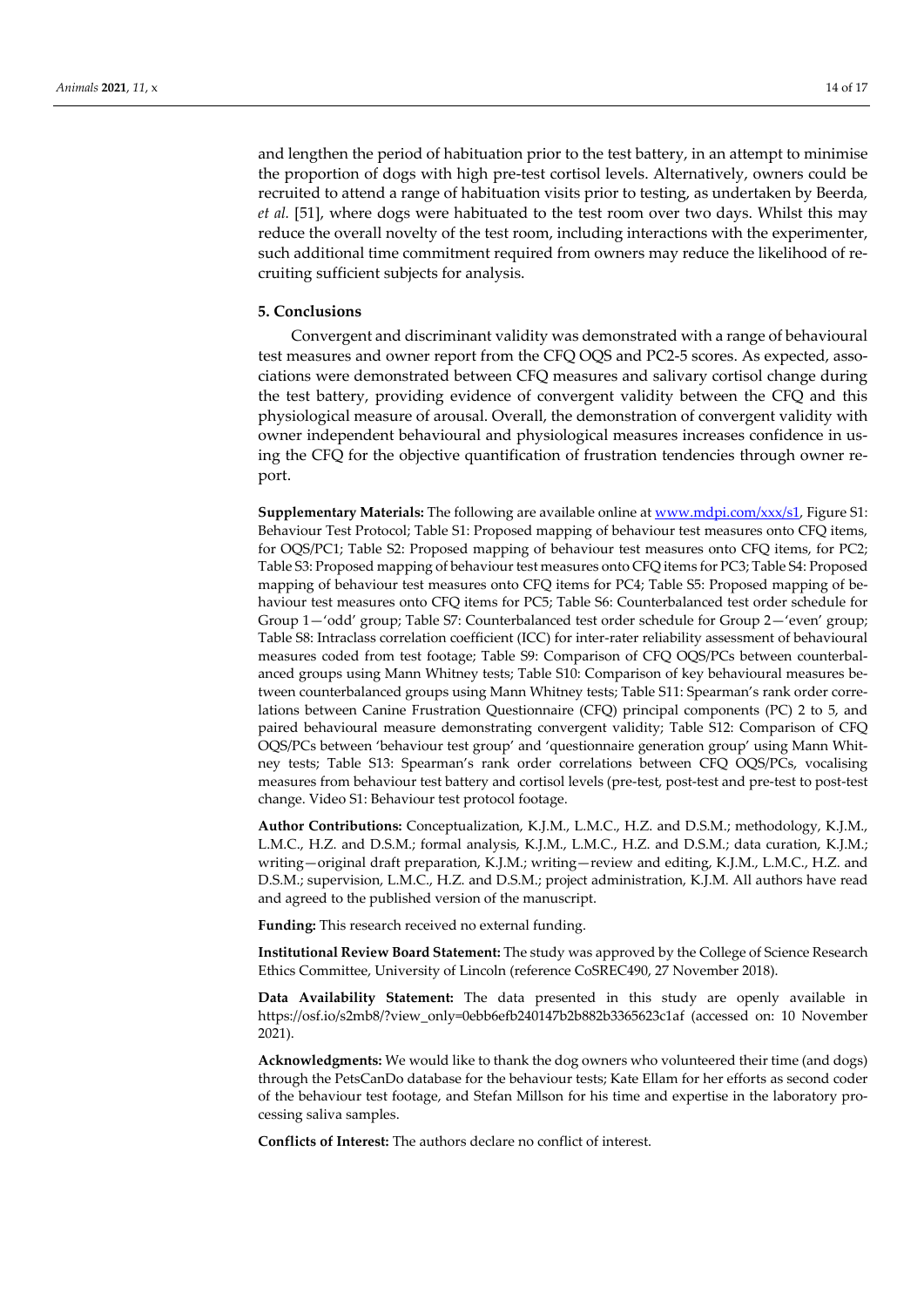and lengthen the period of habituation prior to the test battery, in an attempt to minimise the proportion of dogs with high pre-test cortisol levels. Alternatively, owners could be recruited to attend a range of habituation visits prior to testing, as undertaken by Beerda, *et al.* [51], where dogs were habituated to the test room over two days. Whilst this may reduce the overall novelty of the test room, including interactions with the experimenter, such additional time commitment required from owners may reduce the likelihood of recruiting sufficient subjects for analysis.

## 5. Conclusions

Convergent and discriminant validity was demonstrated with a range of behavioural test measures and owner report from the CFQ OQS and PC2-5 scores. As expected, associations were demonstrated between CFQ measures and salivary cortisol change during the test battery, providing evidence of convergent validity between the CFQ and this physiological measure of arousal. Overall, the demonstration of convergent validity with owner independent behavioural and physiological measures increases confidence in using the CFQ for the objective quantification of frustration tendencies through owner report.

**Supplementary Materials:** The following are available online at www.mdpi.com/xxx/s1, Figure S1: Behaviour Test Protocol; Table S1: Proposed mapping of behaviour test measures onto CFQ items, for OQS/PC1; Table S2: Proposed mapping of behaviour test measures onto CFQ items, for PC2; Table S3: Proposed mapping of behaviour test measures onto CFQ items for PC3; Table S4: Proposed mapping of behaviour test measures onto CFQ items for PC4; Table S5: Proposed mapping of behaviour test measures onto CFQ items for PC5; Table S6: Counterbalanced test order schedule for Group 1—'odd' group; Table S7: Counterbalanced test order schedule for Group 2—'even' group; Table S8: Intraclass correlation coefficient (ICC) for inter-rater reliability assessment of behavioural measures coded from test footage; Table S9: Comparison of CFQ OQS/PCs between counterbalanced groups using Mann Whitney tests; Table S10: Comparison of key behavioural measures between counterbalanced groups using Mann Whitney tests; Table S11: Spearman's rank order correlations between Canine Frustration Questionnaire (CFQ) principal components (PC) 2 to 5, and paired behavioural measure demonstrating convergent validity; Table S12: Comparison of CFQ OQS/PCs between 'behaviour test group' and 'questionnaire generation group' using Mann Whitney tests; Table S13: Spearman's rank order correlations between CFQ OQS/PCs, vocalising measures from behaviour test battery and cortisol levels (pre-test, post-test and pre-test to post-test change. Video S1: Behaviour test protocol footage.

**Author Contributions:** Conceptualization, K.J.M., L.M.C., H.Z. and D.S.M.; methodology, K.J.M., L.M.C., H.Z. and D.S.M.; formal analysis, K.J.M., L.M.C., H.Z. and D.S.M.; data curation, K.J.M.; writing—original draft preparation, K.J.M.; writing—review and editing, K.J.M., L.M.C., H.Z. and D.S.M.; supervision, L.M.C., H.Z. and D.S.M.; project administration, K.J.M. All authors have read and agreed to the published version of the manuscript.

**Funding:** This research received no external funding.

**Institutional Review Board Statement:** The study was approved by the College of Science Research Ethics Committee, University of Lincoln (reference CoSREC490, 27 November 2018).

**Data Availability Statement:** The data presented in this study are openly available in https://osf.io/s2mb8/?view_only=0ebb6efb240147b2b882b3365623c1af (accessed on: 10 November 2021).

**Acknowledgments:** We would like to thank the dog owners who volunteered their time (and dogs) through the PetsCanDo database for the behaviour tests; Kate Ellam for her efforts as second coder of the behaviour test footage, and Stefan Millson for his time and expertise in the laboratory processing saliva samples.

**Conflicts of Interest:** The authors declare no conflict of interest.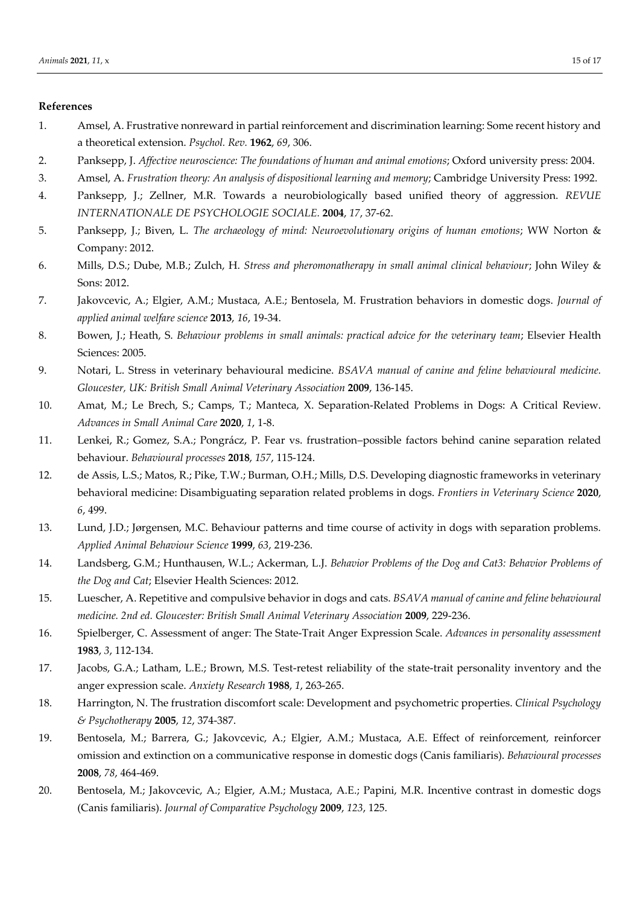**References**

1. Amsel, A. Frustrative nonreward in partial reinforcement and discrimination learning: Some recent history and a theoretical extension. *Psychol. Rev.* **1962**, *69*, 306.
2. Panksepp, J. *Affective neuroscience: The foundations of human and animal emotions*; Oxford university press: 2004.
3. Amsel, A. *Frustration theory: An analysis of dispositional learning and memory*; Cambridge University Press: 1992.
4. Panksepp, J.; Zellner, M.R. Towards a neurobiologically based unified theory of aggression. *REVUE INTERNATIONALE DE PSYCHOLOGIE SOCIALE.* **2004**, *17*, 37-62.
5. Panksepp, J.; Biven, L. *The archaeology of mind: Neuroevolutionary origins of human emotions*; WW Norton & Company: 2012.
6. Mills, D.S.; Dube, M.B.; Zulch, H. *Stress and pheromonatherapy in small animal clinical behaviour*; John Wiley & Sons: 2012.
7. Jakovcevic, A.; Elgier, A.M.; Mustaca, A.E.; Bentosela, M. Frustration behaviors in domestic dogs. *Journal of applied animal welfare science* **2013**, *16*, 19-34.
8. Bowen, J.; Heath, S. *Behaviour problems in small animals: practical advice for the veterinary team*; Elsevier Health Sciences: 2005.
9. Notari, L. Stress in veterinary behavioural medicine. *BSAVA manual of canine and feline behavioural medicine. Gloucester, UK: British Small Animal Veterinary Association* **2009**, 136-145.
10. Amat, M.; Le Brech, S.; Camps, T.; Manteca, X. Separation-Related Problems in Dogs: A Critical Review. *Advances in Small Animal Care* **2020**, *1*, 1-8.
11. Lenkei, R.; Gomez, S.A.; Pongrácz, P. Fear vs. frustration–possible factors behind canine separation related behaviour. *Behavioural processes* **2018**, *157*, 115-124.
12. de Assis, L.S.; Matos, R.; Pike, T.W.; Burman, O.H.; Mills, D.S. Developing diagnostic frameworks in veterinary behavioral medicine: Disambiguating separation related problems in dogs. *Frontiers in Veterinary Science* **2020**, *6*, 499.
13. Lund, J.D.; Jørgensen, M.C. Behaviour patterns and time course of activity in dogs with separation problems. *Applied Animal Behaviour Science* **1999**, *63*, 219-236.
14. Landsberg, G.M.; Hunthausen, W.L.; Ackerman, L.J. *Behavior Problems of the Dog and Cat3: Behavior Problems of the Dog and Cat*; Elsevier Health Sciences: 2012.
15. Luescher, A. Repetitive and compulsive behavior in dogs and cats. *BSAVA manual of canine and feline behavioural medicine. 2nd ed. Gloucester: British Small Animal Veterinary Association* **2009**, 229-236.
16. Spielberger, C. Assessment of anger: The State-Trait Anger Expression Scale. *Advances in personality assessment* **1983**, *3*, 112-134.
17. Jacobs, G.A.; Latham, L.E.; Brown, M.S. Test-retest reliability of the state-trait personality inventory and the anger expression scale. *Anxiety Research* **1988**, *1*, 263-265.
18. Harrington, N. The frustration discomfort scale: Development and psychometric properties. *Clinical Psychology & Psychotherapy* **2005**, *12*, 374-387.
19. Bentosela, M.; Barrera, G.; Jakovcevic, A.; Elgier, A.M.; Mustaca, A.E. Effect of reinforcement, reinforcer omission and extinction on a communicative response in domestic dogs (Canis familiaris). *Behavioural processes* **2008**, *78*, 464-469.
20. Bentosela, M.; Jakovcevic, A.; Elgier, A.M.; Mustaca, A.E.; Papini, M.R. Incentive contrast in domestic dogs (Canis familiaris). *Journal of Comparative Psychology* **2009**, *123*, 125.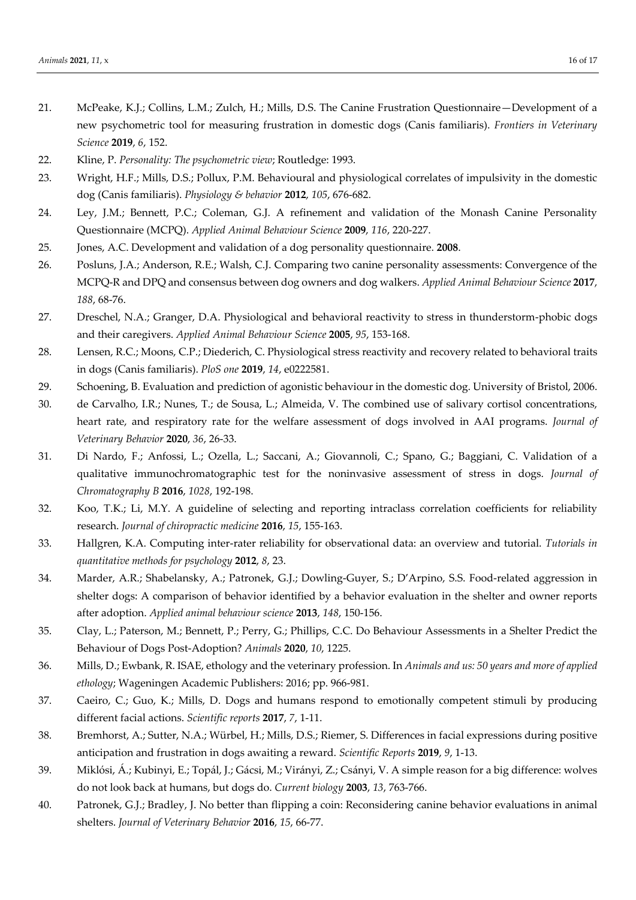21. McPeake, K.J.; Collins, L.M.; Zulch, H.; Mills, D.S. The Canine Frustration Questionnaire—Development of a new psychometric tool for measuring frustration in domestic dogs (Canis familiaris). *Frontiers in Veterinary Science* **2019**, *6*, 152.
22. Kline, P. *Personality: The psychometric view*; Routledge: 1993.
23. Wright, H.F.; Mills, D.S.; Pollux, P.M. Behavioural and physiological correlates of impulsivity in the domestic dog (Canis familiaris). *Physiology & behavior* **2012**, *105*, 676-682.
24. Ley, J.M.; Bennett, P.C.; Coleman, G.J. A refinement and validation of the Monash Canine Personality Questionnaire (MCPQ). *Applied Animal Behaviour Science* **2009**, *116*, 220-227.
25. Jones, A.C. Development and validation of a dog personality questionnaire. **2008**.
26. Posluns, J.A.; Anderson, R.E.; Walsh, C.J. Comparing two canine personality assessments: Convergence of the MCPQ-R and DPQ and consensus between dog owners and dog walkers. *Applied Animal Behaviour Science* **2017**, *188*, 68-76.
27. Dreschel, N.A.; Granger, D.A. Physiological and behavioral reactivity to stress in thunderstorm-phobic dogs and their caregivers. *Applied Animal Behaviour Science* **2005**, *95*, 153-168.
28. Lensen, R.C.; Moons, C.P.; Diederich, C. Physiological stress reactivity and recovery related to behavioral traits in dogs (Canis familiaris). *PloS one* **2019**, *14*, e0222581.
29. Schoening, B. Evaluation and prediction of agonistic behaviour in the domestic dog. University of Bristol, 2006.
30. de Carvalho, I.R.; Nunes, T.; de Sousa, L.; Almeida, V. The combined use of salivary cortisol concentrations, heart rate, and respiratory rate for the welfare assessment of dogs involved in AAI programs. *Journal of Veterinary Behavior* **2020**, *36*, 26-33.
31. Di Nardo, F.; Anfossi, L.; Ozella, L.; Saccani, A.; Giovannoli, C.; Spano, G.; Baggiani, C. Validation of a qualitative immunochromatographic test for the noninvasive assessment of stress in dogs. *Journal of Chromatography B* **2016**, *1028*, 192-198.
32. Koo, T.K.; Li, M.Y. A guideline of selecting and reporting intraclass correlation coefficients for reliability research. *Journal of chiropractic medicine* **2016**, *15*, 155-163.
33. Hallgren, K.A. Computing inter-rater reliability for observational data: an overview and tutorial. *Tutorials in quantitative methods for psychology* **2012**, *8*, 23.
34. Marder, A.R.; Shabelansky, A.; Patronek, G.J.; Dowling-Guyer, S.; D'Arpino, S.S. Food-related aggression in shelter dogs: A comparison of behavior identified by a behavior evaluation in the shelter and owner reports after adoption. *Applied animal behaviour science* **2013**, *148*, 150-156.
35. Clay, L.; Paterson, M.; Bennett, P.; Perry, G.; Phillips, C.C. Do Behaviour Assessments in a Shelter Predict the Behaviour of Dogs Post-Adoption? *Animals* **2020**, *10*, 1225.
36. Mills, D.; Ewbank, R. ISAE, ethology and the veterinary profession. In *Animals and us: 50 years and more of applied ethology*; Wageningen Academic Publishers: 2016; pp. 966-981.
37. Caeiro, C.; Guo, K.; Mills, D. Dogs and humans respond to emotionally competent stimuli by producing different facial actions. *Scientific reports* **2017**, *7*, 1-11.
38. Bremhorst, A.; Sutter, N.A.; Würbel, H.; Mills, D.S.; Riemer, S. Differences in facial expressions during positive anticipation and frustration in dogs awaiting a reward. *Scientific Reports* **2019**, *9*, 1-13.
39. Miklósi, Á.; Kubinyi, E.; Topál, J.; Gácsi, M.; Virányi, Z.; Csányi, V. A simple reason for a big difference: wolves do not look back at humans, but dogs do. *Current biology* **2003**, *13*, 763-766.
40. Patronek, G.J.; Bradley, J. No better than flipping a coin: Reconsidering canine behavior evaluations in animal shelters. *Journal of Veterinary Behavior* **2016**, *15*, 66-77.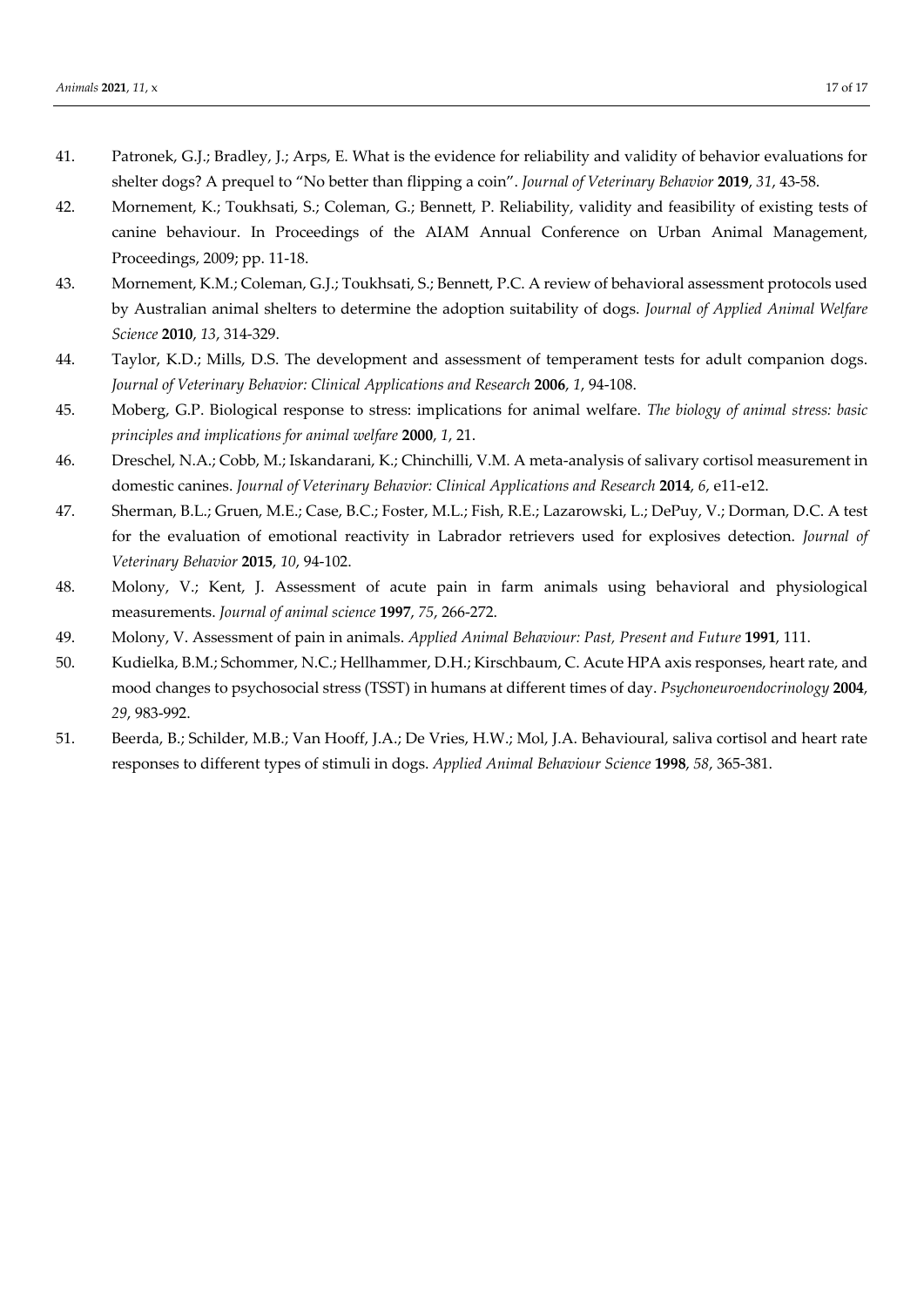41. Patronek, G.J.; Bradley, J.; Arps, E. What is the evidence for reliability and validity of behavior evaluations for shelter dogs? A prequel to "No better than flipping a coin". *Journal of Veterinary Behavior* **2019**, *31*, 43-58.
42. Mornement, K.; Toukhsati, S.; Coleman, G.; Bennett, P. Reliability, validity and feasibility of existing tests of canine behaviour. In Proceedings of the AIAM Annual Conference on Urban Animal Management, Proceedings, 2009; pp. 11-18.
43. Mornement, K.M.; Coleman, G.J.; Toukhsati, S.; Bennett, P.C. A review of behavioral assessment protocols used by Australian animal shelters to determine the adoption suitability of dogs. *Journal of Applied Animal Welfare Science* **2010**, *13*, 314-329.
44. Taylor, K.D.; Mills, D.S. The development and assessment of temperament tests for adult companion dogs. *Journal of Veterinary Behavior: Clinical Applications and Research* **2006**, *1*, 94-108.
45. Moberg, G.P. Biological response to stress: implications for animal welfare. *The biology of animal stress: basic principles and implications for animal welfare* **2000**, *1*, 21.
46. Dreschel, N.A.; Cobb, M.; Iskandarani, K.; Chinchilli, V.M. A meta-analysis of salivary cortisol measurement in domestic canines. *Journal of Veterinary Behavior: Clinical Applications and Research* **2014**, *6*, e11-e12.
47. Sherman, B.L.; Gruen, M.E.; Case, B.C.; Foster, M.L.; Fish, R.E.; Lazarowski, L.; DePuy, V.; Dorman, D.C. A test for the evaluation of emotional reactivity in Labrador retrievers used for explosives detection. *Journal of Veterinary Behavior* **2015**, *10*, 94-102.
48. Molony, V.; Kent, J. Assessment of acute pain in farm animals using behavioral and physiological measurements. *Journal of animal science* **1997**, *75*, 266-272.
49. Molony, V. Assessment of pain in animals. *Applied Animal Behaviour: Past, Present and Future* **1991**, 111.
50. Kudielka, B.M.; Schommer, N.C.; Hellhammer, D.H.; Kirschbaum, C. Acute HPA axis responses, heart rate, and mood changes to psychosocial stress (TSST) in humans at different times of day. *Psychoneuroendocrinology* **2004**, *29*, 983-992.
51. Beerda, B.; Schilder, M.B.; Van Hooff, J.A.; De Vries, H.W.; Mol, J.A. Behavioural, saliva cortisol and heart rate responses to different types of stimuli in dogs. *Applied Animal Behaviour Science* **1998**, *58*, 365-381.